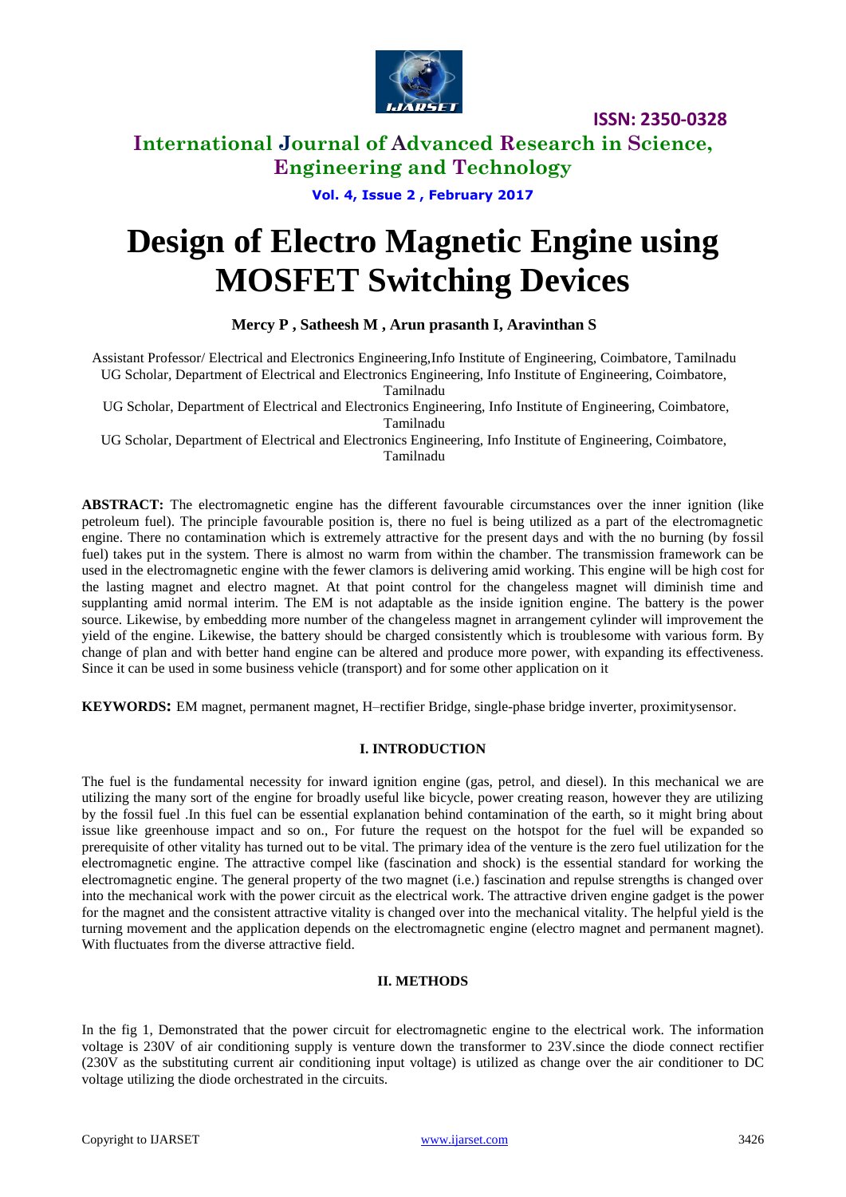# Design of Electro Magnetic Engine using MOSFET Switching Devices

**Mercy P , Satheesh M , Arun prasanth I, Aravinthan S**

Assistant Professor/ Electrical and Electronics Engineering,Info Institute of Engineering, Coimbatore, Tamilnadu
UG Scholar, Department of Electrical and Electronics Engineering, Info Institute of Engineering, Coimbatore, Tamilnadu
UG Scholar, Department of Electrical and Electronics Engineering, Info Institute of Engineering, Coimbatore, Tamilnadu
UG Scholar, Department of Electrical and Electronics Engineering, Info Institute of Engineering, Coimbatore, Tamilnadu

**ABSTRACT:** The electromagnetic engine has the different favourable circumstances over the inner ignition (like petroleum fuel). The principle favourable position is, there no fuel is being utilized as a part of the electromagnetic engine. There no contamination which is extremely attractive for the present days and with the no burning (by fossil fuel) takes put in the system. There is almost no warm from within the chamber. The transmission framework can be used in the electromagnetic engine with the fewer clamors is delivering amid working. This engine will be high cost for the lasting magnet and electro magnet. At that point control for the changeless magnet will diminish time and supplanting amid normal interim. The EM is not adaptable as the inside ignition engine. The battery is the power source. Likewise, by embedding more number of the changeless magnet in arrangement cylinder will improvement the yield of the engine. Likewise, the battery should be charged consistently which is troublesome with various form. By change of plan and with better hand engine can be altered and produce more power, with expanding its effectiveness. Since it can be used in some business vehicle (transport) and for some other application on it

**KEYWORDS:** EM magnet, permanent magnet, H–rectifier Bridge, single-phase bridge inverter, proximitysensor.

## I. INTRODUCTION

The fuel is the fundamental necessity for inward ignition engine (gas, petrol, and diesel). In this mechanical we are utilizing the many sort of the engine for broadly useful like bicycle, power creating reason, however they are utilizing by the fossil fuel .In this fuel can be essential explanation behind contamination of the earth, so it might bring about issue like greenhouse impact and so on., For future the request on the hotspot for the fuel will be expanded so prerequisite of other vitality has turned out to be vital. The primary idea of the venture is the zero fuel utilization for the electromagnetic engine. The attractive compel like (fascination and shock) is the essential standard for working the electromagnetic engine. The general property of the two magnet (i.e.) fascination and repulse strengths is changed over into the mechanical work with the power circuit as the electrical work. The attractive driven engine gadget is the power for the magnet and the consistent attractive vitality is changed over into the mechanical vitality. The helpful yield is the turning movement and the application depends on the electromagnetic engine (electro magnet and permanent magnet). With fluctuates from the diverse attractive field.

## II. METHODS

In the fig 1, Demonstrated that the power circuit for electromagnetic engine to the electrical work. The information voltage is 230V of air conditioning supply is venture down the transformer to 23V.since the diode connect rectifier (230V as the substituting current air conditioning input voltage) is utilized as change over the air conditioner to DC voltage utilizing the diode orchestrated in the circuits.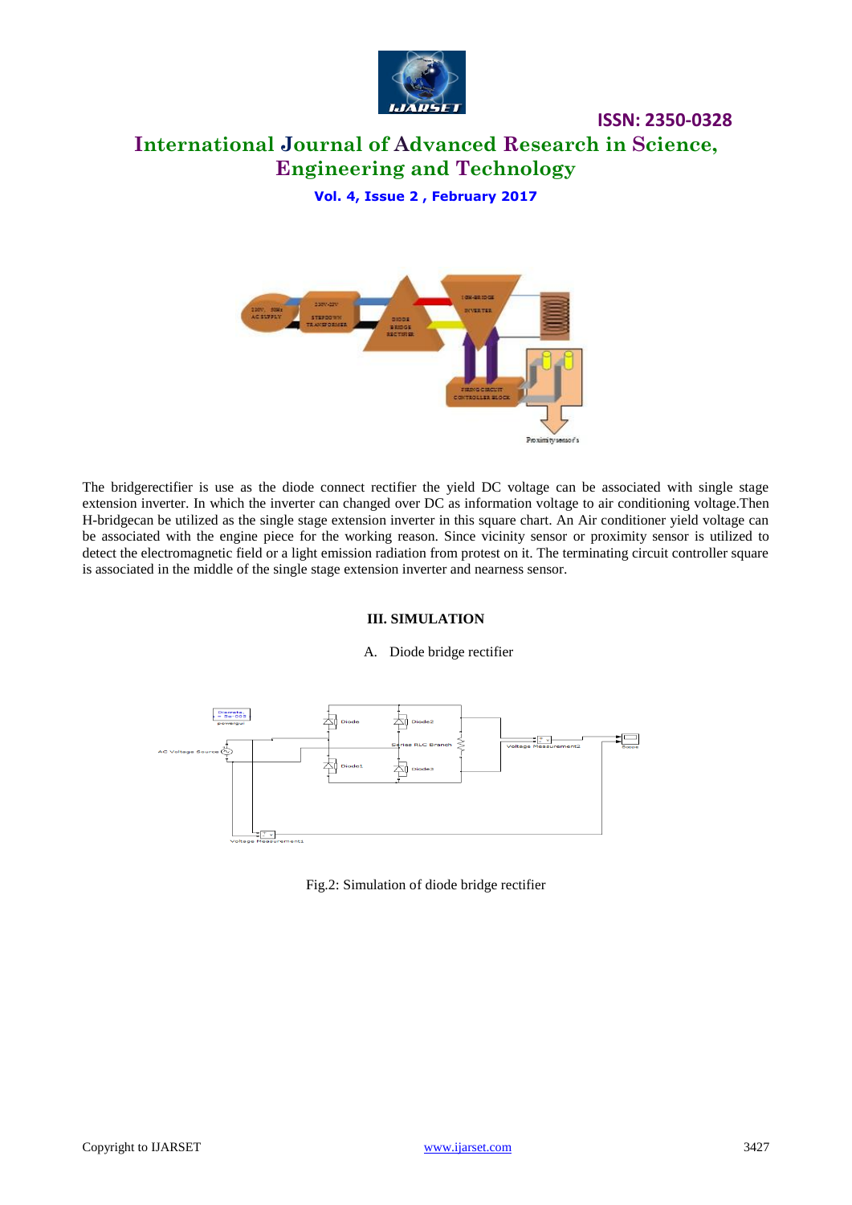The bridgerectifier is use as the diode connect rectifier the yield DC voltage can be associated with single stage extension inverter. In which the inverter can changed over DC as information voltage to air conditioning voltage.Then H-bridgecan be utilized as the single stage extension inverter in this square chart. An Air conditioner yield voltage can be associated with the engine piece for the working reason. Since vicinity sensor or proximity sensor is utilized to detect the electromagnetic field or a light emission radiation from protest on it. The terminating circuit controller square is associated in the middle of the single stage extension inverter and nearness sensor.

## III. SIMULATION

### A. Diode bridge rectifier

Fig.2: Simulation of diode bridge rectifier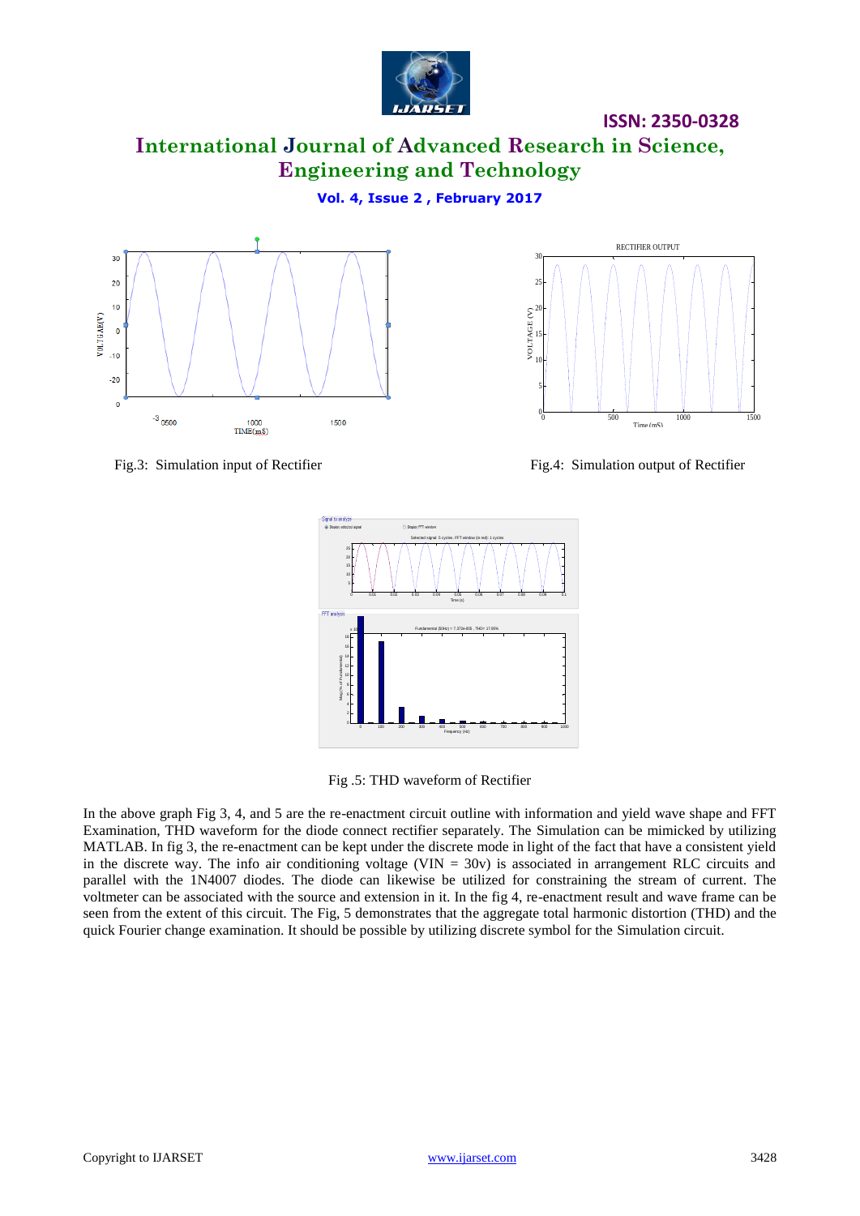Fig.3: Simulation input of Rectifier

Fig.4: Simulation output of Rectifier

Fig .5: THD waveform of Rectifier

In the above graph Fig 3, 4, and 5 are the re-enactment circuit outline with information and yield wave shape and FFT Examination, THD waveform for the diode connect rectifier separately. The Simulation can be mimicked by utilizing MATLAB. In fig 3, the re-enactment can be kept under the discrete mode in light of the fact that have a consistent yield in the discrete way. The info air conditioning voltage (VIN = 30v) is associated in arrangement RLC circuits and parallel with the 1N4007 diodes. The diode can likewise be utilized for constraining the stream of current. The voltmeter can be associated with the source and extension in it. In the fig 4, re-enactment result and wave frame can be seen from the extent of this circuit. The Fig, 5 demonstrates that the aggregate total harmonic distortion (THD) and the quick Fourier change examination. It should be possible by utilizing discrete symbol for the Simulation circuit.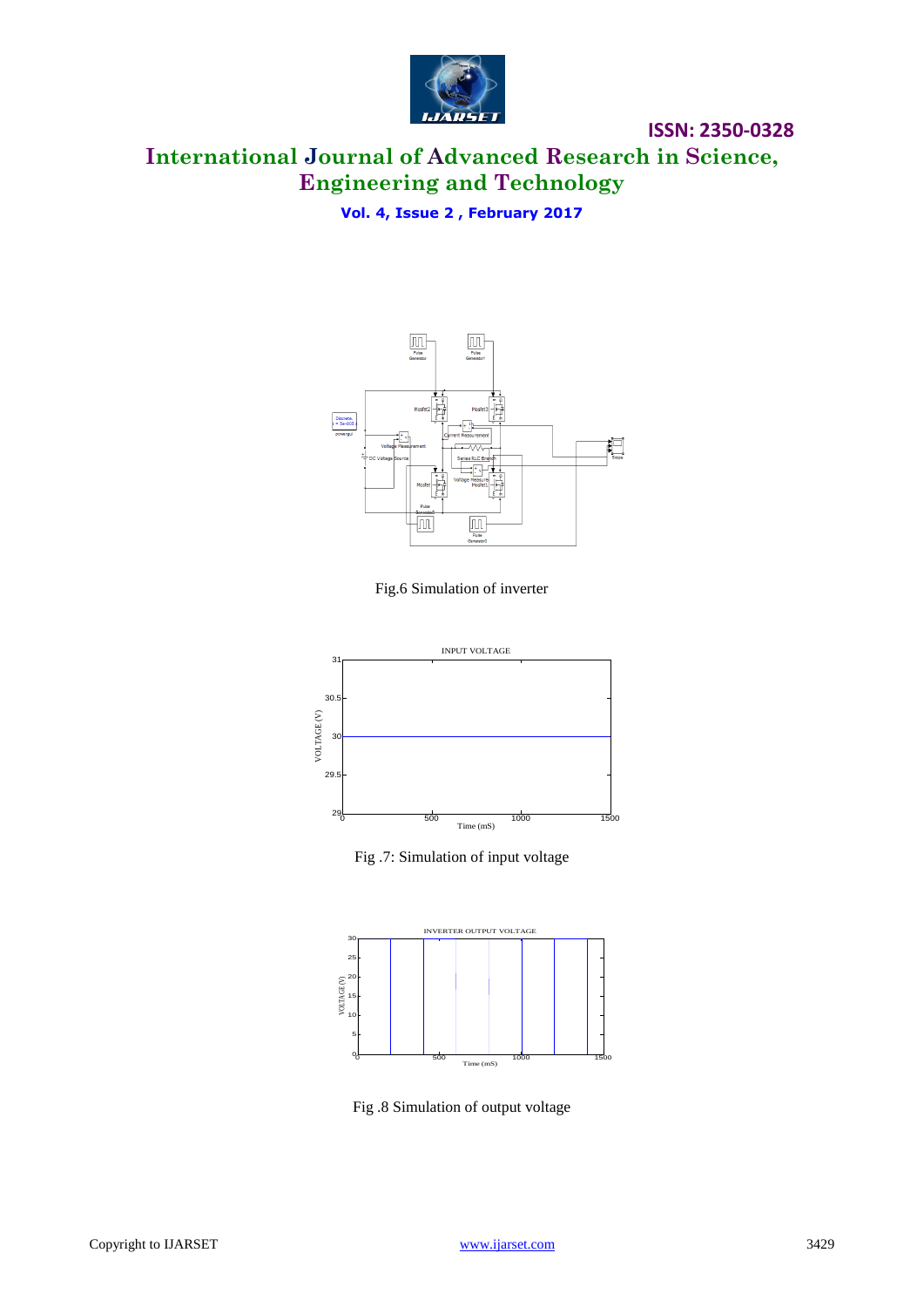Fig.6 Simulation of inverter

Fig .7: Simulation of input voltage

Fig .8 Simulation of output voltage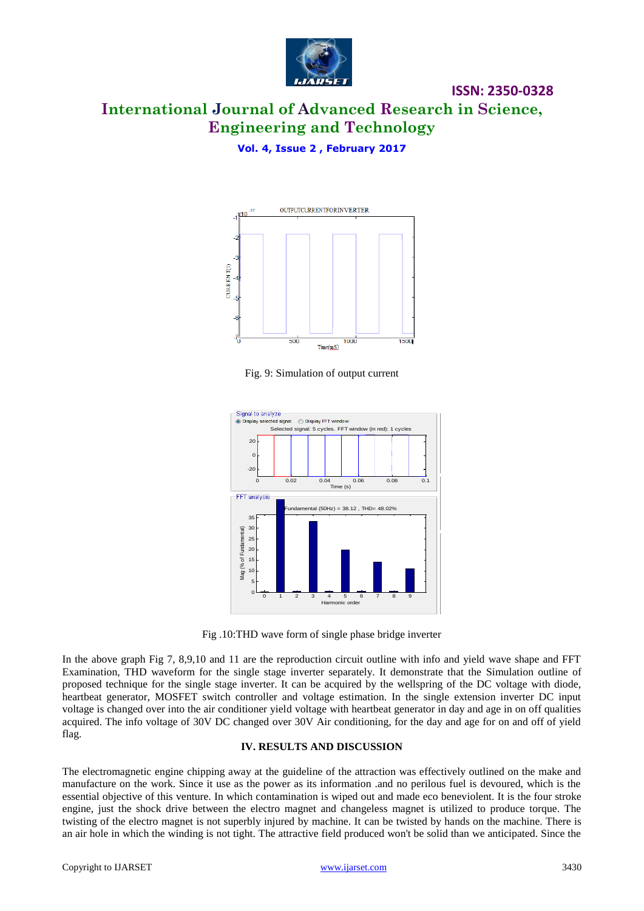Fig. 9: Simulation of output current

Fig .10:THD wave form of single phase bridge inverter

In the above graph Fig 7, 8,9,10 and 11 are the reproduction circuit outline with info and yield wave shape and FFT Examination, THD waveform for the single stage inverter separately. It demonstrate that the Simulation outline of proposed technique for the single stage inverter. It can be acquired by the wellspring of the DC voltage with diode, heartbeat generator, MOSFET switch controller and voltage estimation. In the single extension inverter DC input voltage is changed over into the air conditioner yield voltage with heartbeat generator in day and age in on off qualities acquired. The info voltage of 30V DC changed over 30V Air conditioning, for the day and age for on and off of yield flag.

## IV. RESULTS AND DISCUSSION

The electromagnetic engine chipping away at the guideline of the attraction was effectively outlined on the make and manufacture on the work. Since it use as the power as its information .and no perilous fuel is devoured, which is the essential objective of this venture. In which contamination is wiped out and made eco beneviolent. It is the four stroke engine, just the shock drive between the electro magnet and changeless magnet is utilized to produce torque. The twisting of the electro magnet is not superbly injured by machine. It can be twisted by hands on the machine. There is an air hole in which the winding is not tight. The attractive field produced won't be solid than we anticipated. Since the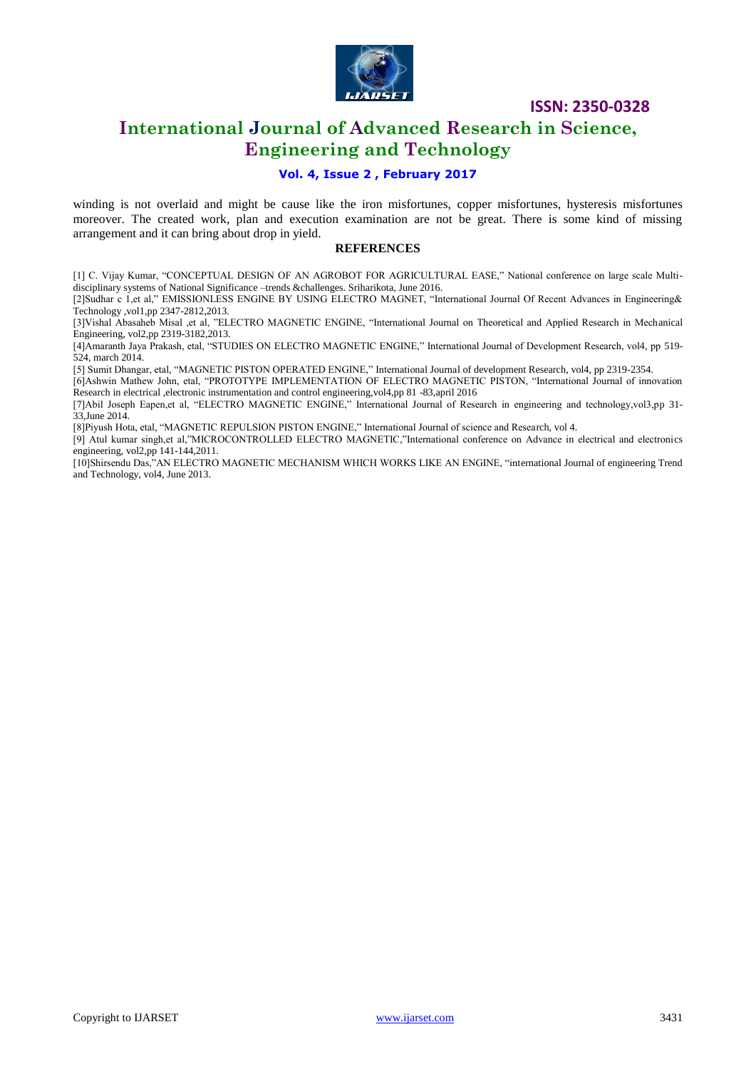winding is not overlaid and might be cause like the iron misfortunes, copper misfortunes, hysteresis misfortunes moreover. The created work, plan and execution examination are not be great. There is some kind of missing arrangement and it can bring about drop in yield.

## REFERENCES

[1] C. Vijay Kumar, "CONCEPTUAL DESIGN OF AN AGROBOT FOR AGRICULTURAL EASE," National conference on large scale Multi-disciplinary systems of National Significance –trends &challenges. Sriharikota, June 2016.

[2]Sudhar c 1,et al," EMISSIONLESS ENGINE BY USING ELECTRO MAGNET, "International Journal Of Recent Advances in Engineering& Technology ,vol1,pp 2347-2812,2013.

[3]Vishal Abasaheb Misal ,et al, "ELECTRO MAGNETIC ENGINE, "International Journal on Theoretical and Applied Research in Mechanical Engineering, vol2,pp 2319-3182,2013.

[4]Amaranth Jaya Prakash, etal, "STUDIES ON ELECTRO MAGNETIC ENGINE," International Journal of Development Research, vol4, pp 519-524, march 2014.

[5] Sumit Dhangar, etal, "MAGNETIC PISTON OPERATED ENGINE," International Journal of development Research, vol4, pp 2319-2354.

[6]Ashwin Mathew John, etal, "PROTOTYPE IMPLEMENTATION OF ELECTRO MAGNETIC PISTON, "International Journal of innovation Research in electrical ,electronic instrumentation and control engineering,vol4,pp 81 -83,april 2016

[7]Abil Joseph Eapen,et al, "ELECTRO MAGNETIC ENGINE," International Journal of Research in engineering and technology,vol3,pp 31-33,June 2014.

[8]Piyush Hota, etal, "MAGNETIC REPULSION PISTON ENGINE," International Journal of science and Research, vol 4.

[9] Atul kumar singh,et al,"MICROCONTROLLED ELECTRO MAGNETIC,"International conference on Advance in electrical and electronics engineering, vol2,pp 141-144,2011.

[10]Shirsendu Das,"AN ELECTRO MAGNETIC MECHANISM WHICH WORKS LIKE AN ENGINE, "international Journal of engineering Trend and Technology, vol4, June 2013.